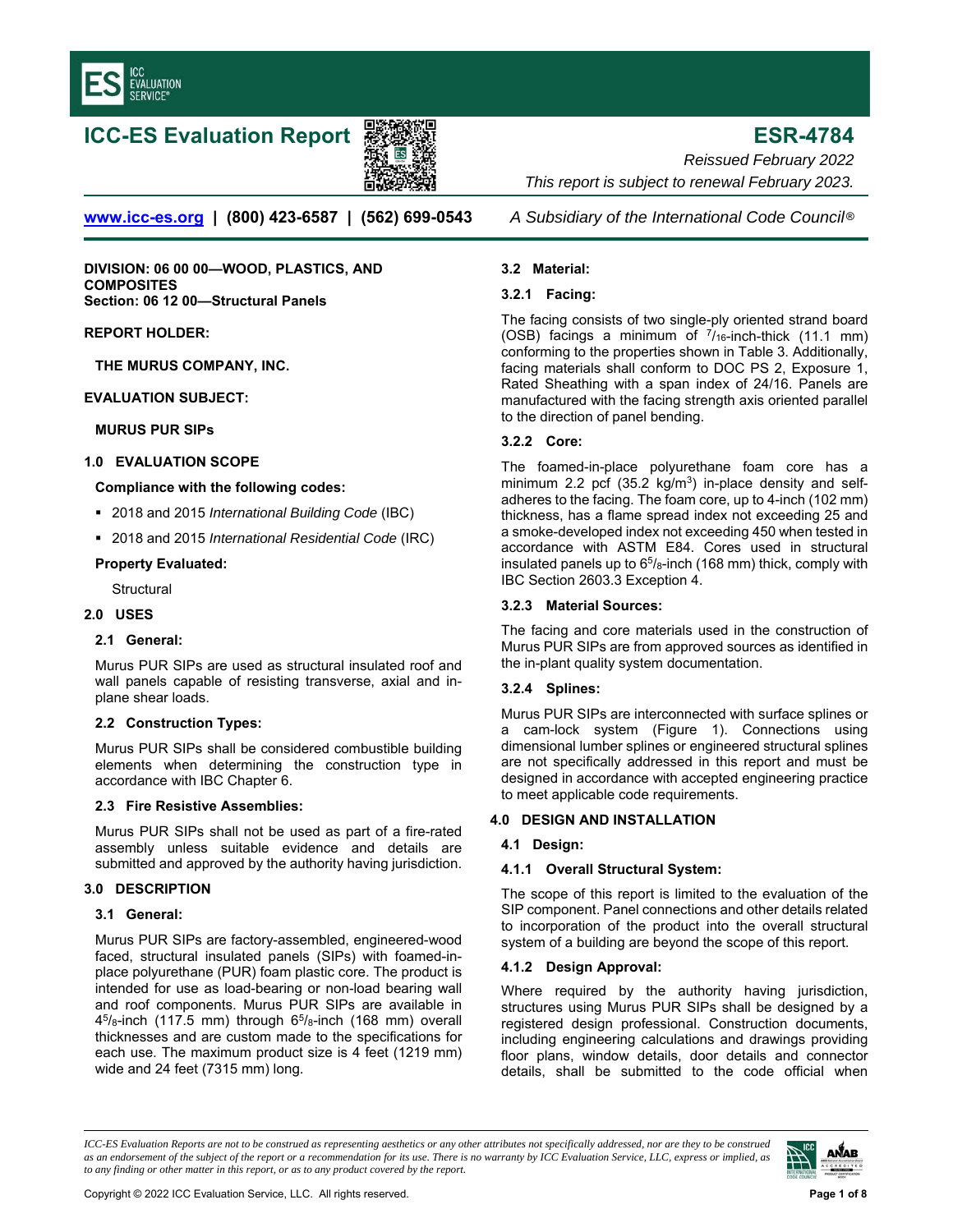# ICC-ES Evaluation Report

# ESR-4784

*Reissued February 2022*

*This report is subject to renewal February 2023.*

www.icc-es.org | (800) 423-6587 | (562) 699-0543 *A Subsidiary of the International Code Council®*

**DIVISION: 06 00 00—WOOD, PLASTICS, AND COMPOSITES**
**Section: 06 12 00—Structural Panels**

**REPORT HOLDER:**

**THE MURUS COMPANY, INC.**

**EVALUATION SUBJECT:**

**MURUS PUR SIPs**

## 1.0 EVALUATION SCOPE

**Compliance with the following codes:**

- 2018 and 2015 *International Building Code* (IBC)
- 2018 and 2015 *International Residential Code* (IRC)

**Property Evaluated:**

Structural

## 2.0 USES

### 2.1 General:

Murus PUR SIPs are used as structural insulated roof and wall panels capable of resisting transverse, axial and in-plane shear loads.

### 2.2 Construction Types:

Murus PUR SIPs shall be considered combustible building elements when determining the construction type in accordance with IBC Chapter 6.

### 2.3 Fire Resistive Assemblies:

Murus PUR SIPs shall not be used as part of a fire-rated assembly unless suitable evidence and details are submitted and approved by the authority having jurisdiction.

## 3.0 DESCRIPTION

### 3.1 General:

Murus PUR SIPs are factory-assembled, engineered-wood faced, structural insulated panels (SIPs) with foamed-in-place polyurethane (PUR) foam plastic core. The product is intended for use as load-bearing or non-load bearing wall and roof components. Murus PUR SIPs are available in $4^5/_8$-inch (117.5 mm) through $6^5/_8$-inch (168 mm) overall thicknesses and are custom made to the specifications for each use. The maximum product size is 4 feet (1219 mm) wide and 24 feet (7315 mm) long.

### 3.2 Material:

#### 3.2.1 Facing:

The facing consists of two single-ply oriented strand board (OSB) facings a minimum of $^7/_{16}$-inch-thick (11.1 mm) conforming to the properties shown in Table 3. Additionally, facing materials shall conform to DOC PS 2, Exposure 1, Rated Sheathing with a span index of 24/16. Panels are manufactured with the facing strength axis oriented parallel to the direction of panel bending.

#### 3.2.2 Core:

The foamed-in-place polyurethane foam core has a minimum 2.2 pcf (35.2 kg/m$^3$) in-place density and self-adheres to the facing. The foam core, up to 4-inch (102 mm) thickness, has a flame spread index not exceeding 25 and a smoke-developed index not exceeding 450 when tested in accordance with ASTM E84. Cores used in structural insulated panels up to $6^5/_8$-inch (168 mm) thick, comply with IBC Section 2603.3 Exception 4.

#### 3.2.3 Material Sources:

The facing and core materials used in the construction of Murus PUR SIPs are from approved sources as identified in the in-plant quality system documentation.

#### 3.2.4 Splines:

Murus PUR SIPs are interconnected with surface splines or a cam-lock system (Figure 1). Connections using dimensional lumber splines or engineered structural splines are not specifically addressed in this report and must be designed in accordance with accepted engineering practice to meet applicable code requirements.

## 4.0 DESIGN AND INSTALLATION

### 4.1 Design:

#### 4.1.1 Overall Structural System:

The scope of this report is limited to the evaluation of the SIP component. Panel connections and other details related to incorporation of the product into the overall structural system of a building are beyond the scope of this report.

#### 4.1.2 Design Approval:

Where required by the authority having jurisdiction, structures using Murus PUR SIPs shall be designed by a registered design professional. Construction documents, including engineering calculations and drawings providing floor plans, window details, door details and connector details, shall be submitted to the code official when

*ICC-ES Evaluation Reports are not to be construed as representing aesthetics or any other attributes not specifically addressed, nor are they to be construed as an endorsement of the subject of the report or a recommendation for its use. There is no warranty by ICC Evaluation Service, LLC, express or implied, as to any finding or other matter in this report, or as to any product covered by the report.*

Copyright © 2022 ICC Evaluation Service, LLC. All rights reserved.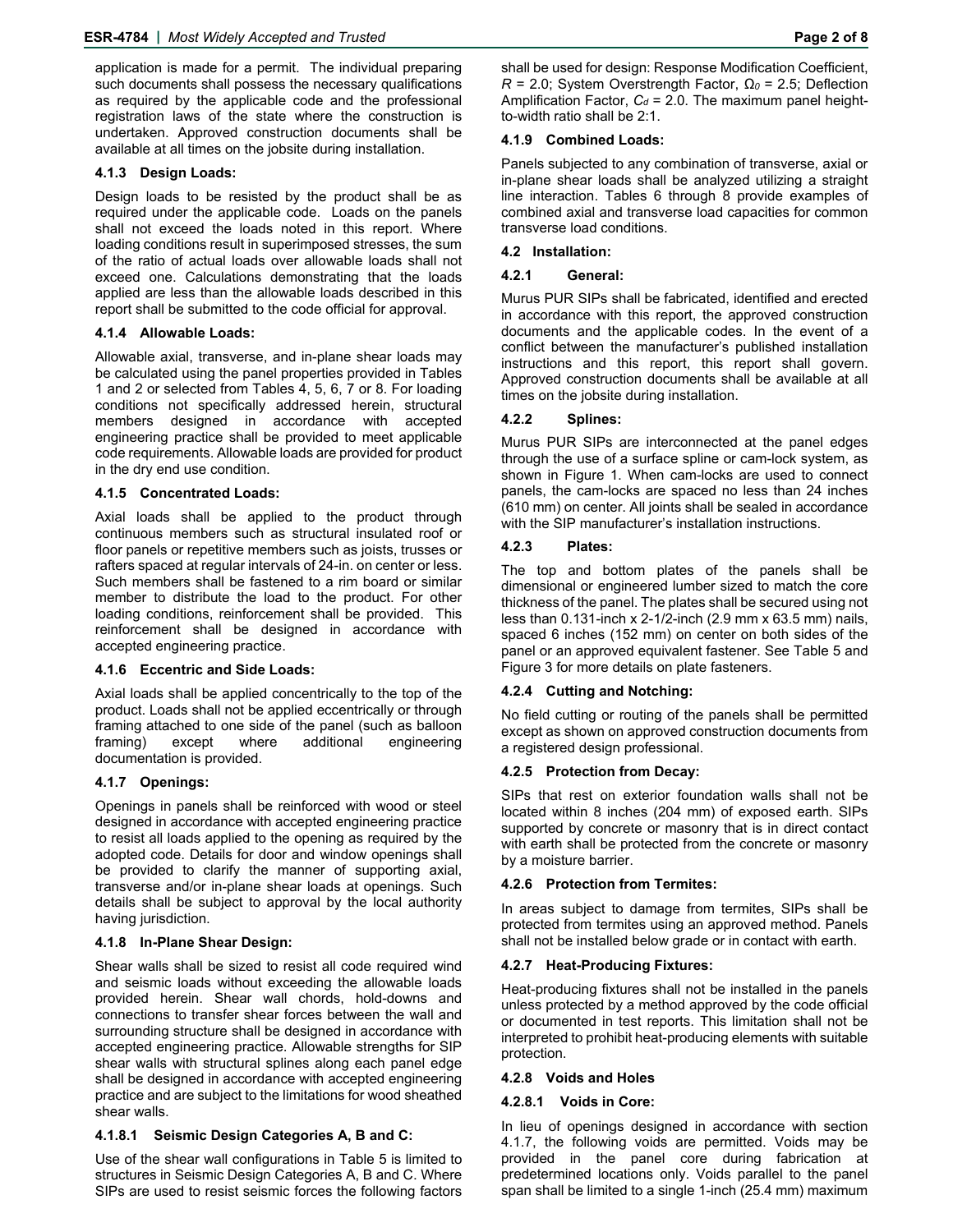application is made for a permit. The individual preparing such documents shall possess the necessary qualifications as required by the applicable code and the professional registration laws of the state where the construction is undertaken. Approved construction documents shall be available at all times on the jobsite during installation.

### 4.1.3 Design Loads:

Design loads to be resisted by the product shall be as required under the applicable code. Loads on the panels shall not exceed the loads noted in this report. Where loading conditions result in superimposed stresses, the sum of the ratio of actual loads over allowable loads shall not exceed one. Calculations demonstrating that the loads applied are less than the allowable loads described in this report shall be submitted to the code official for approval.

### 4.1.4 Allowable Loads:

Allowable axial, transverse, and in-plane shear loads may be calculated using the panel properties provided in Tables 1 and 2 or selected from Tables 4, 5, 6, 7 or 8. For loading conditions not specifically addressed herein, structural members designed in accordance with accepted engineering practice shall be provided to meet applicable code requirements. Allowable loads are provided for product in the dry end use condition.

### 4.1.5 Concentrated Loads:

Axial loads shall be applied to the product through continuous members such as structural insulated roof or floor panels or repetitive members such as joists, trusses or rafters spaced at regular intervals of 24-in. on center or less. Such members shall be fastened to a rim board or similar member to distribute the load to the product. For other loading conditions, reinforcement shall be provided. This reinforcement shall be designed in accordance with accepted engineering practice.

### 4.1.6 Eccentric and Side Loads:

Axial loads shall be applied concentrically to the top of the product. Loads shall not be applied eccentrically or through framing attached to one side of the panel (such as balloon framing) except where additional engineering documentation is provided.

### 4.1.7 Openings:

Openings in panels shall be reinforced with wood or steel designed in accordance with accepted engineering practice to resist all loads applied to the opening as required by the adopted code. Details for door and window openings shall be provided to clarify the manner of supporting axial, transverse and/or in-plane shear loads at openings. Such details shall be subject to approval by the local authority having jurisdiction.

### 4.1.8 In-Plane Shear Design:

Shear walls shall be sized to resist all code required wind and seismic loads without exceeding the allowable loads provided herein. Shear wall chords, hold-downs and connections to transfer shear forces between the wall and surrounding structure shall be designed in accordance with accepted engineering practice. Allowable strengths for SIP shear walls with structural splines along each panel edge shall be designed in accordance with accepted engineering practice and are subject to the limitations for wood sheathed shear walls.

#### 4.1.8.1 Seismic Design Categories A, B and C:

Use of the shear wall configurations in Table 5 is limited to structures in Seismic Design Categories A, B and C. Where SIPs are used to resist seismic forces the following factors shall be used for design: Response Modification Coefficient, $R$ = 2.0; System Overstrength Factor, $\Omega_0$ = 2.5; Deflection Amplification Factor, $C_d$ = 2.0. The maximum panel height-to-width ratio shall be 2:1.

### 4.1.9 Combined Loads:

Panels subjected to any combination of transverse, axial or in-plane shear loads shall be analyzed utilizing a straight line interaction. Tables 6 through 8 provide examples of combined axial and transverse load capacities for common transverse load conditions.

## 4.2 Installation:

### 4.2.1 General:

Murus PUR SIPs shall be fabricated, identified and erected in accordance with this report, the approved construction documents and the applicable codes. In the event of a conflict between the manufacturer's published installation instructions and this report, this report shall govern. Approved construction documents shall be available at all times on the jobsite during installation.

### 4.2.2 Splines:

Murus PUR SIPs are interconnected at the panel edges through the use of a surface spline or cam-lock system, as shown in Figure 1. When cam-locks are used to connect panels, the cam-locks are spaced no less than 24 inches (610 mm) on center. All joints shall be sealed in accordance with the SIP manufacturer's installation instructions.

### 4.2.3 Plates:

The top and bottom plates of the panels shall be dimensional or engineered lumber sized to match the core thickness of the panel. The plates shall be secured using not less than 0.131-inch x 2-1/2-inch (2.9 mm x 63.5 mm) nails, spaced 6 inches (152 mm) on center on both sides of the panel or an approved equivalent fastener. See Table 5 and Figure 3 for more details on plate fasteners.

### 4.2.4 Cutting and Notching:

No field cutting or routing of the panels shall be permitted except as shown on approved construction documents from a registered design professional.

### 4.2.5 Protection from Decay:

SIPs that rest on exterior foundation walls shall not be located within 8 inches (204 mm) of exposed earth. SIPs supported by concrete or masonry that is in direct contact with earth shall be protected from the concrete or masonry by a moisture barrier.

### 4.2.6 Protection from Termites:

In areas subject to damage from termites, SIPs shall be protected from termites using an approved method. Panels shall not be installed below grade or in contact with earth.

### 4.2.7 Heat-Producing Fixtures:

Heat-producing fixtures shall not be installed in the panels unless protected by a method approved by the code official or documented in test reports. This limitation shall not be interpreted to prohibit heat-producing elements with suitable protection.

### 4.2.8 Voids and Holes

#### 4.2.8.1 Voids in Core:

In lieu of openings designed in accordance with section 4.1.7, the following voids are permitted. Voids may be provided in the panel core during fabrication at predetermined locations only. Voids parallel to the panel span shall be limited to a single 1-inch (25.4 mm) maximum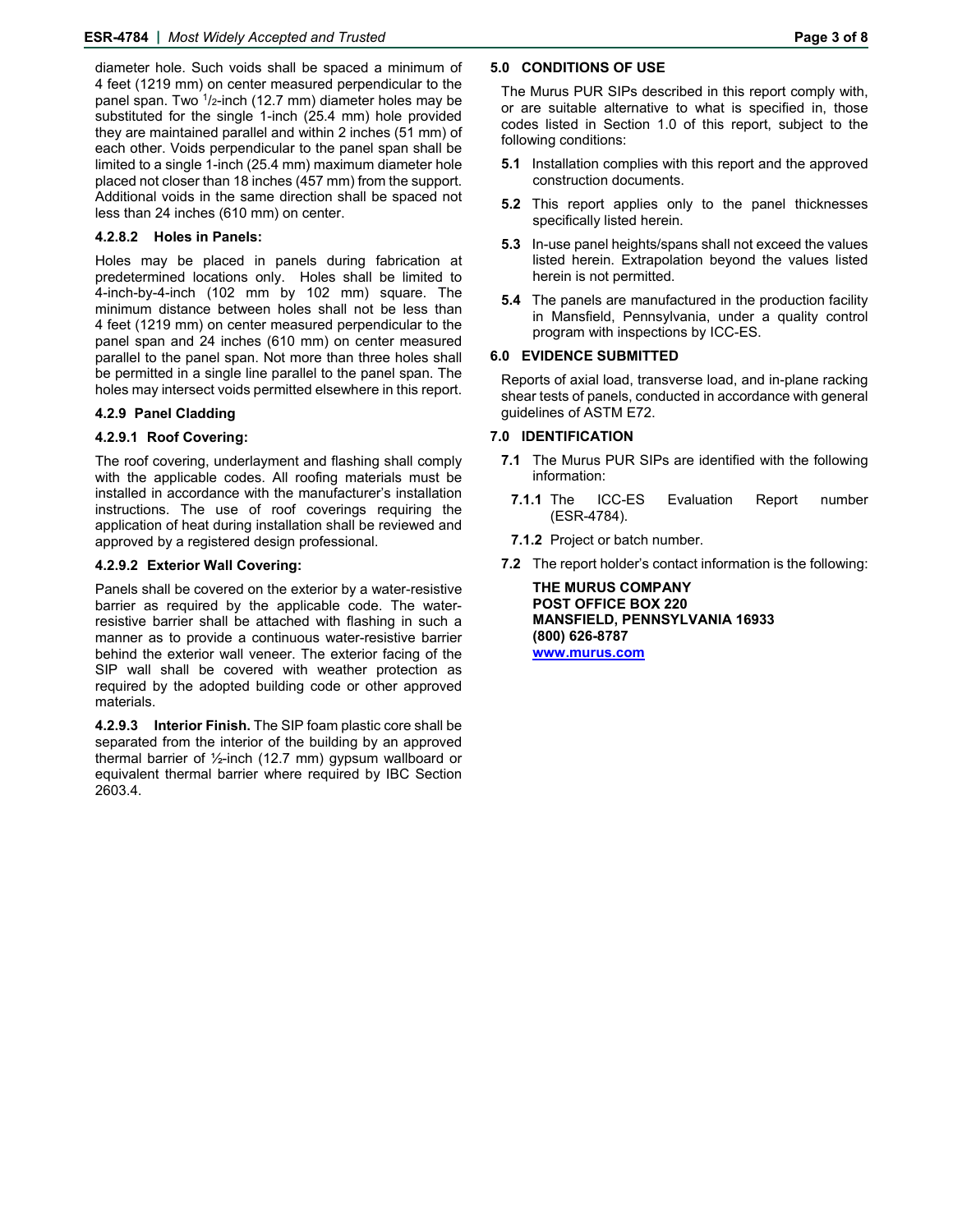diameter hole. Such voids shall be spaced a minimum of 4 feet (1219 mm) on center measured perpendicular to the panel span. Two 1/2-inch (12.7 mm) diameter holes may be substituted for the single 1-inch (25.4 mm) hole provided they are maintained parallel and within 2 inches (51 mm) of each other. Voids perpendicular to the panel span shall be limited to a single 1-inch (25.4 mm) maximum diameter hole placed not closer than 18 inches (457 mm) from the support. Additional voids in the same direction shall be spaced not less than 24 inches (610 mm) on center.

#### 4.2.8.2 Holes in Panels:

Holes may be placed in panels during fabrication at predetermined locations only. Holes shall be limited to 4-inch-by-4-inch (102 mm by 102 mm) square. The minimum distance between holes shall not be less than 4 feet (1219 mm) on center measured perpendicular to the panel span and 24 inches (610 mm) on center measured parallel to the panel span. Not more than three holes shall be permitted in a single line parallel to the panel span. The holes may intersect voids permitted elsewhere in this report.

### 4.2.9 Panel Cladding

#### 4.2.9.1 Roof Covering:

The roof covering, underlayment and flashing shall comply with the applicable codes. All roofing materials must be installed in accordance with the manufacturer's installation instructions. The use of roof coverings requiring the application of heat during installation shall be reviewed and approved by a registered design professional.

#### 4.2.9.2 Exterior Wall Covering:

Panels shall be covered on the exterior by a water-resistive barrier as required by the applicable code. The water-resistive barrier shall be attached with flashing in such a manner as to provide a continuous water-resistive barrier behind the exterior wall veneer. The exterior facing of the SIP wall shall be covered with weather protection as required by the adopted building code or other approved materials.

**4.2.9.3 Interior Finish.** The SIP foam plastic core shall be separated from the interior of the building by an approved thermal barrier of ½-inch (12.7 mm) gypsum wallboard or equivalent thermal barrier where required by IBC Section 2603.4.

## 5.0 CONDITIONS OF USE

The Murus PUR SIPs described in this report comply with, or are suitable alternative to what is specified in, those codes listed in Section 1.0 of this report, subject to the following conditions:

**5.1** Installation complies with this report and the approved construction documents.

**5.2** This report applies only to the panel thicknesses specifically listed herein.

**5.3** In-use panel heights/spans shall not exceed the values listed herein. Extrapolation beyond the values listed herein is not permitted.

**5.4** The panels are manufactured in the production facility in Mansfield, Pennsylvania, under a quality control program with inspections by ICC-ES.

## 6.0 EVIDENCE SUBMITTED

Reports of axial load, transverse load, and in-plane racking shear tests of panels, conducted in accordance with general guidelines of ASTM E72.

## 7.0 IDENTIFICATION

**7.1** The Murus PUR SIPs are identified with the following information:

**7.1.1** The ICC-ES Evaluation Report number (ESR-4784).

**7.1.2** Project or batch number.

**7.2** The report holder's contact information is the following:

**THE MURUS COMPANY**
**POST OFFICE BOX 220**
**MANSFIELD, PENNSYLVANIA 16933**
**(800) 626-8787**
**[www.murus.com](http://www.murus.com)**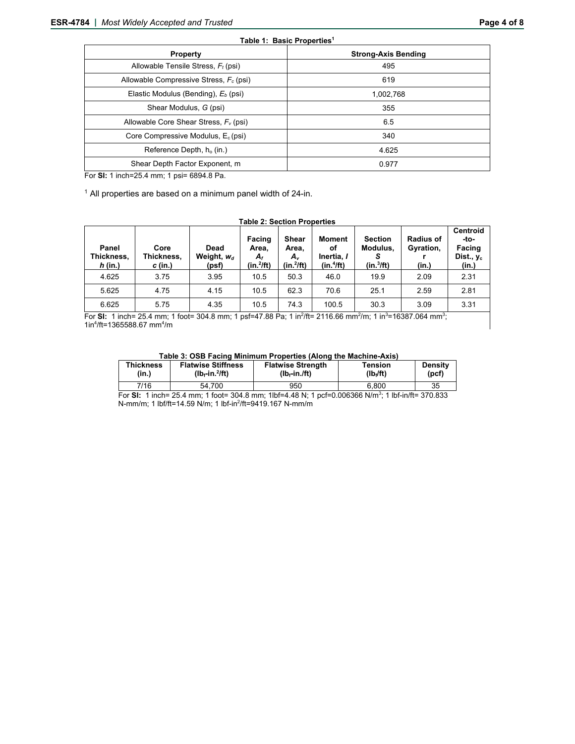**Table 1: Basic Properties[1]**

| Property | Strong-Axis Bending |
|---|---|
| Allowable Tensile Stress, $F_t$ (psi) | 495 |
| Allowable Compressive Stress, $F_c$ (psi) | 619 |
| Elastic Modulus (Bending), $E_b$ (psi) | 1,002,768 |
| Shear Modulus, $G$ (psi) | 355 |
| Allowable Core Shear Stress, $F_v$ (psi) | 6.5 |
| Core Compressive Modulus, $E_c$ (psi) | 340 |
| Reference Depth, $h_o$ (in.) | 4.625 |
| Shear Depth Factor Exponent, m | 0.977 |

For **SI:** 1 inch=25.4 mm; 1 psi= 6894.8 Pa.

[1] All properties are based on a minimum panel width of 24-in.

**Table 2: Section Properties**

| Panel Thickness, $h$ (in.) | Core Thickness, $c$ (in.) | Dead Weight, $w_d$ (psf) | Facing Area, $A_f$ (in.$^2$/ft) | Shear Area, $A_v$ (in.$^2$/ft) | Moment of Inertia, $I$ (in.$^4$/ft) | Section Modulus, $S$ (in.$^3$/ft) | Radius of Gyration, r (in.) | Centroid-to-Facing Dist., $y_c$ (in.) |
|---|---|---|---|---|---|---|---|---|
| 4.625 | 3.75 | 3.95 | 10.5 | 50.3 | 46.0 | 19.9 | 2.09 | 2.31 |
| 5.625 | 4.75 | 4.15 | 10.5 | 62.3 | 70.6 | 25.1 | 2.59 | 2.81 |
| 6.625 | 5.75 | 4.35 | 10.5 | 74.3 | 100.5 | 30.3 | 3.09 | 3.31 |

For **SI:** 1 inch= 25.4 mm; 1 foot= 304.8 mm; 1 psf=47.88 Pa; 1 in$^2$/ft= 2116.66 mm$^2$/m; 1 in$^3$=16387.064 mm$^3$; 1in$^4$/ft=1365588.67 mm$^4$/m

**Table 3: OSB Facing Minimum Properties (Along the Machine-Axis)**

| Thickness (in.) | Flatwise Stiffness (lb$_f$-in.$^2$/ft) | Flatwise Strength (lb$_f$-in./ft) | Tension (lb$_f$/ft) | Density (pcf) |
|---|---|---|---|---|
| 7/16 | 54,700 | 950 | 6,800 | 35 |

For **SI:** 1 inch= 25.4 mm; 1 foot= 304.8 mm; 1lbf=4.48 N; 1 pcf=0.006366 N/m$^3$; 1 lbf-in/ft= 370.833 N-mm/m; 1 lbf/ft=14.59 N/m; 1 lbf-in$^2$/ft=9419.167 N-mm/m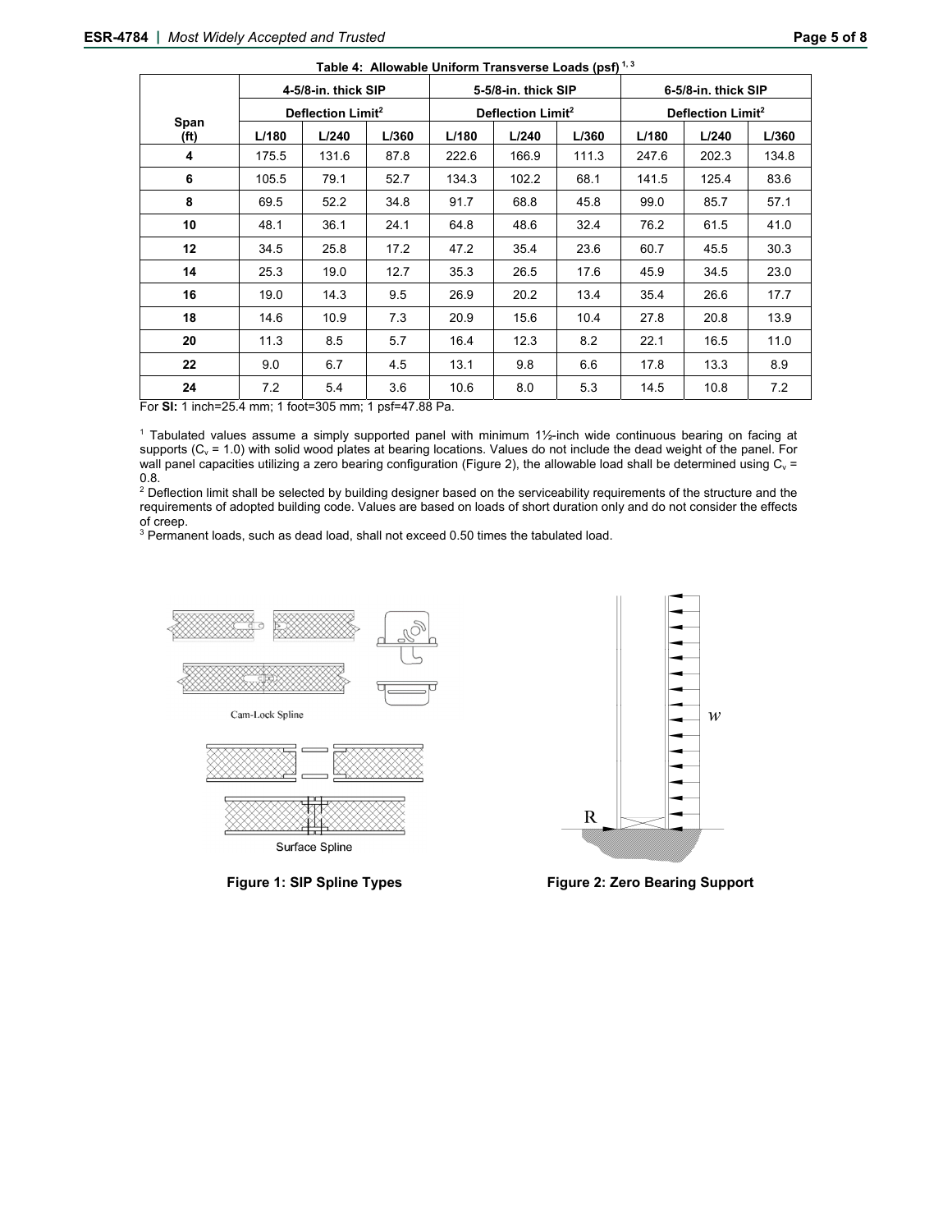**Table 4: Allowable Uniform Transverse Loads (psf)** [1, 3]

| Span (ft) | 4-5/8-in. thick SIP | | | 5-5/8-in. thick SIP | | | 6-5/8-in. thick SIP | | |
|---|---|---|---|---|---|---|---|---|---|
| | Deflection Limit[2] | | | Deflection Limit[2] | | | Deflection Limit[2] | | |
| | L/180 | L/240 | L/360 | L/180 | L/240 | L/360 | L/180 | L/240 | L/360 |
| 4 | 175.5 | 131.6 | 87.8 | 222.6 | 166.9 | 111.3 | 247.6 | 202.3 | 134.8 |
| 6 | 105.5 | 79.1 | 52.7 | 134.3 | 102.2 | 68.1 | 141.5 | 125.4 | 83.6 |
| 8 | 69.5 | 52.2 | 34.8 | 91.7 | 68.8 | 45.8 | 99.0 | 85.7 | 57.1 |
| 10 | 48.1 | 36.1 | 24.1 | 64.8 | 48.6 | 32.4 | 76.2 | 61.5 | 41.0 |
| 12 | 34.5 | 25.8 | 17.2 | 47.2 | 35.4 | 23.6 | 60.7 | 45.5 | 30.3 |
| 14 | 25.3 | 19.0 | 12.7 | 35.3 | 26.5 | 17.6 | 45.9 | 34.5 | 23.0 |
| 16 | 19.0 | 14.3 | 9.5 | 26.9 | 20.2 | 13.4 | 35.4 | 26.6 | 17.7 |
| 18 | 14.6 | 10.9 | 7.3 | 20.9 | 15.6 | 10.4 | 27.8 | 20.8 | 13.9 |
| 20 | 11.3 | 8.5 | 5.7 | 16.4 | 12.3 | 8.2 | 22.1 | 16.5 | 11.0 |
| 22 | 9.0 | 6.7 | 4.5 | 13.1 | 9.8 | 6.6 | 17.8 | 13.3 | 8.9 |
| 24 | 7.2 | 5.4 | 3.6 | 10.6 | 8.0 | 5.3 | 14.5 | 10.8 | 7.2 |

For **SI:** 1 inch=25.4 mm; 1 foot=305 mm; 1 psf=47.88 Pa.

[1] Tabulated values assume a simply supported panel with minimum 1½-inch wide continuous bearing on facing at supports ($C_v$ = 1.0) with solid wood plates at bearing locations. Values do not include the dead weight of the panel. For wall panel capacities utilizing a zero bearing configuration (Figure 2), the allowable load shall be determined using $C_v$ = 0.8.

[2] Deflection limit shall be selected by building designer based on the serviceability requirements of the structure and the requirements of adopted building code. Values are based on loads of short duration only and do not consider the effects of creep.

[3] Permanent loads, such as dead load, shall not exceed 0.50 times the tabulated load.

Cam-Lock Spline

Surface Spline

**Figure 1: SIP Spline Types**

**Figure 2: Zero Bearing Support**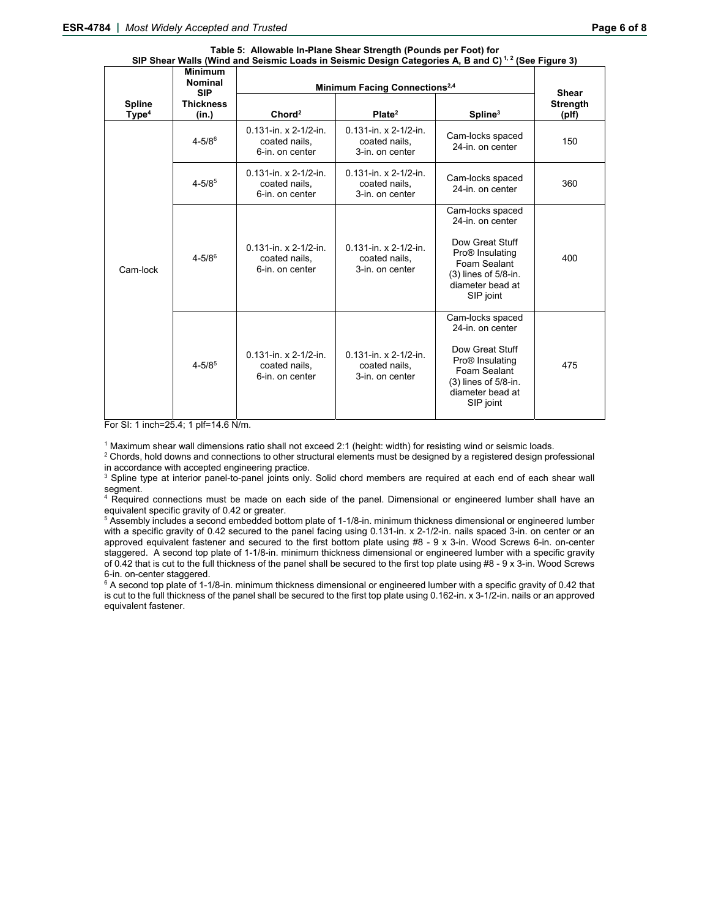**Table 5: Allowable In-Plane Shear Strength (Pounds per Foot) for SIP Shear Walls (Wind and Seismic Loads in Seismic Design Categories A, B and C)** [1, 2] **(See Figure 3)**

| Spline Type[4] | Minimum Nominal SIP Thickness (in.) | Minimum Facing Connections[2,4] | | | Shear Strength (plf) |
|---|---|---|---|---|---|
| | | Chord[2] | Plate[2] | Spline[3] | |
| Cam-lock | 4-5/8[6] | 0.131-in. x 2-1/2-in. coated nails, 6-in. on center | 0.131-in. x 2-1/2-in. coated nails, 3-in. on center | Cam-locks spaced 24-in. on center | 150 |
| | 4-5/8[5] | 0.131-in. x 2-1/2-in. coated nails, 6-in. on center | 0.131-in. x 2-1/2-in. coated nails, 3-in. on center | Cam-locks spaced 24-in. on center | 360 |
| | 4-5/8[6] | 0.131-in. x 2-1/2-in. coated nails, 6-in. on center | 0.131-in. x 2-1/2-in. coated nails, 3-in. on center | Cam-locks spaced 24-in. on center<br><br>Dow Great Stuff Pro® Insulating Foam Sealant (3) lines of 5/8-in. diameter bead at SIP joint | 400 |
| | 4-5/8[5] | 0.131-in. x 2-1/2-in. coated nails, 6-in. on center | 0.131-in. x 2-1/2-in. coated nails, 3-in. on center | Cam-locks spaced 24-in. on center<br><br>Dow Great Stuff Pro® Insulating Foam Sealant (3) lines of 5/8-in. diameter bead at SIP joint | 475 |

For SI: 1 inch=25.4; 1 plf=14.6 N/m.

[1] Maximum shear wall dimensions ratio shall not exceed 2:1 (height: width) for resisting wind or seismic loads.
[2] Chords, hold downs and connections to other structural elements must be designed by a registered design professional in accordance with accepted engineering practice.
[3] Spline type at interior panel-to-panel joints only. Solid chord members are required at each end of each shear wall segment.
[4] Required connections must be made on each side of the panel. Dimensional or engineered lumber shall have an equivalent specific gravity of 0.42 or greater.
[5] Assembly includes a second embedded bottom plate of 1-1/8-in. minimum thickness dimensional or engineered lumber with a specific gravity of 0.42 secured to the panel facing using 0.131-in. x 2-1/2-in. nails spaced 3-in. on center or an approved equivalent fastener and secured to the first bottom plate using #8 - 9 x 3-in. Wood Screws 6-in. on-center staggered. A second top plate of 1-1/8-in. minimum thickness dimensional or engineered lumber with a specific gravity of 0.42 that is cut to the full thickness of the panel shall be secured to the first top plate using #8 - 9 x 3-in. Wood Screws 6-in. on-center staggered.
[6] A second top plate of 1-1/8-in. minimum thickness dimensional or engineered lumber with a specific gravity of 0.42 that is cut to the full thickness of the panel shall be secured to the first top plate using 0.162-in. x 3-1/2-in. nails or an approved equivalent fastener.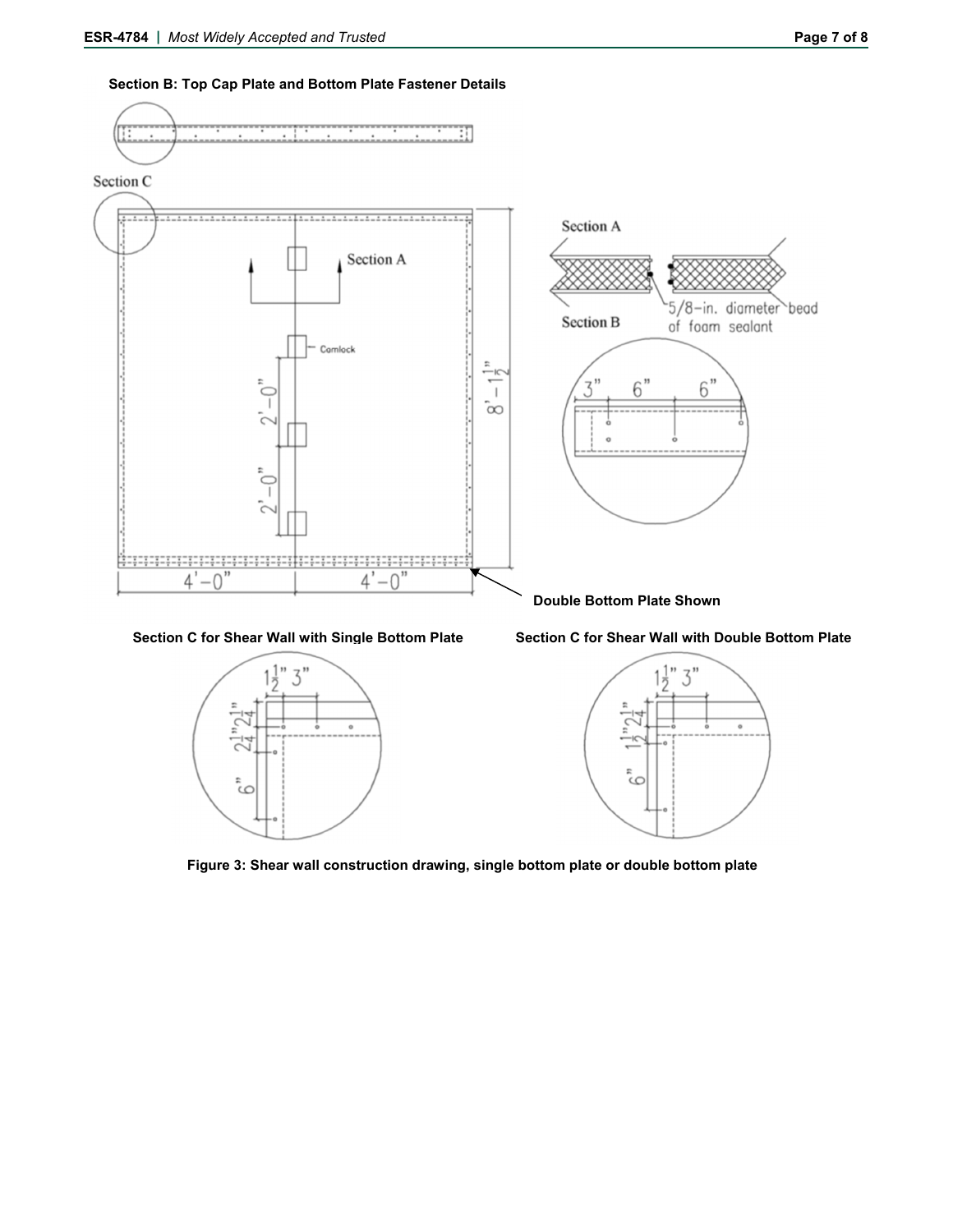**Section B: Top Cap Plate and Bottom Plate Fastener Details**

Section C

Section A

Camlock

2'-0"

2'-0"

8'-1½"

4'-0"

4'-0"

Section A

Section B

5/8-in. diameter bead of foam sealant

3" 6" 6"

**Double Bottom Plate Shown**

**Section C for Shear Wall with Single Bottom Plate**

1½" 3"

2¼" 2¼"

6"

**Section C for Shear Wall with Double Bottom Plate**

1½" 3"

1½" 2¼"

6"

**Figure 3: Shear wall construction drawing, single bottom plate or double bottom plate**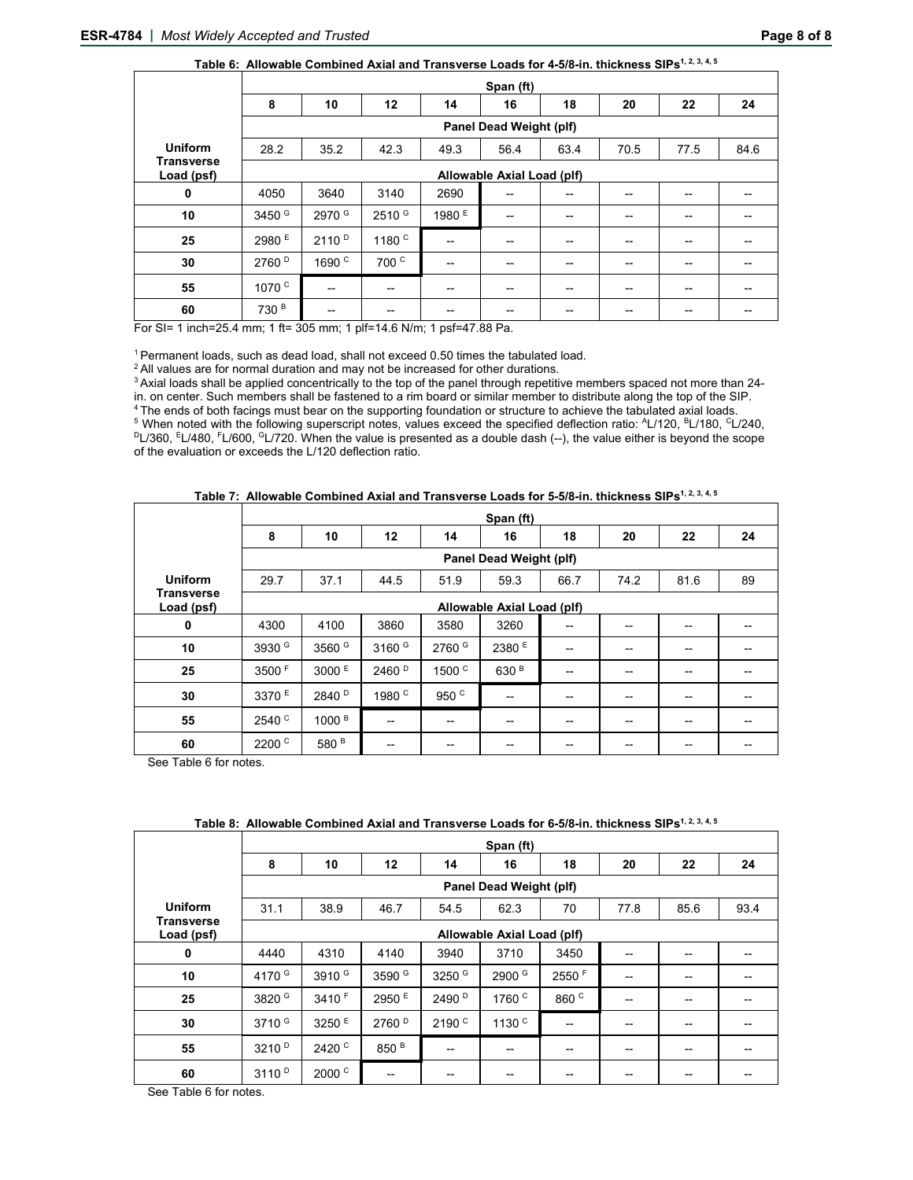**Table 6: Allowable Combined Axial and Transverse Loads for 4-5/8-in. thickness SIPs[1, 2, 3, 4, 5]**

| | Span (ft) | | | | | | | | |
|---|---|---|---|---|---|---|---|---|---|
| | 8 | 10 | 12 | 14 | 16 | 18 | 20 | 22 | 24 |
| | Panel Dead Weight (plf) | | | | | | | | |
| **Uniform Transverse Load (psf)** | 28.2 | 35.2 | 42.3 | 49.3 | 56.4 | 63.4 | 70.5 | 77.5 | 84.6 |
| | Allowable Axial Load (plf) | | | | | | | | |
| **0** | 4050 | 3640 | 3140 | 2690 | -- | -- | -- | -- | -- |
| **10** | 3450 [G] | 2970 [G] | 2510 [G] | 1980 [E] | -- | -- | -- | -- | -- |
| **25** | 2980 [E] | 2110 [D] | 1180 [C] | -- | -- | -- | -- | -- | -- |
| **30** | 2760 [D] | 1690 [C] | 700 [C] | -- | -- | -- | -- | -- | -- |
| **55** | 1070 [C] | -- | -- | -- | -- | -- | -- | -- | -- |
| **60** | 730 [B] | -- | -- | -- | -- | -- | -- | -- | -- |

For SI= 1 inch=25.4 mm; 1 ft= 305 mm; 1 plf=14.6 N/m; 1 psf=47.88 Pa.

[1] Permanent loads, such as dead load, shall not exceed 0.50 times the tabulated load.
[2] All values are for normal duration and may not be increased for other durations.
[3] Axial loads shall be applied concentrically to the top of the panel through repetitive members spaced not more than 24-in. on center. Such members shall be fastened to a rim board or similar member to distribute along the top of the SIP.
[4] The ends of both facings must bear on the supporting foundation or structure to achieve the tabulated axial loads.
[5] When noted with the following superscript notes, values exceed the specified deflection ratio: [A]L/120, [B]L/180, [C]L/240, [D]L/360, [E]L/480, [F]L/600, [G]L/720. When the value is presented as a double dash (--), the value either is beyond the scope of the evaluation or exceeds the L/120 deflection ratio.

**Table 7: Allowable Combined Axial and Transverse Loads for 5-5/8-in. thickness SIPs[1, 2, 3, 4, 5]**

| | Span (ft) | | | | | | | | |
|---|---|---|---|---|---|---|---|---|---|
| | 8 | 10 | 12 | 14 | 16 | 18 | 20 | 22 | 24 |
| | Panel Dead Weight (plf) | | | | | | | | |
| **Uniform Transverse Load (psf)** | 29.7 | 37.1 | 44.5 | 51.9 | 59.3 | 66.7 | 74.2 | 81.6 | 89 |
| | Allowable Axial Load (plf) | | | | | | | | |
| **0** | 4300 | 4100 | 3860 | 3580 | 3260 | -- | -- | -- | -- |
| **10** | 3930 [G] | 3560 [G] | 3160 [G] | 2760 [G] | 2380 [E] | -- | -- | -- | -- |
| **25** | 3500 [F] | 3000 [E] | 2460 [D] | 1500 [C] | 630 [B] | -- | -- | -- | -- |
| **30** | 3370 [E] | 2840 [D] | 1980 [C] | 950 [C] | -- | -- | -- | -- | -- |
| **55** | 2540 [C] | 1000 [B] | -- | -- | -- | -- | -- | -- | -- |
| **60** | 2200 [C] | 580 [B] | -- | -- | -- | -- | -- | -- | -- |

See Table 6 for notes.

**Table 8: Allowable Combined Axial and Transverse Loads for 6-5/8-in. thickness SIPs[1, 2, 3, 4, 5]**

| | Span (ft) | | | | | | | | |
|---|---|---|---|---|---|---|---|---|---|
| | 8 | 10 | 12 | 14 | 16 | 18 | 20 | 22 | 24 |
| | Panel Dead Weight (plf) | | | | | | | | |
| **Uniform Transverse Load (psf)** | 31.1 | 38.9 | 46.7 | 54.5 | 62.3 | 70 | 77.8 | 85.6 | 93.4 |
| | Allowable Axial Load (plf) | | | | | | | | |
| **0** | 4440 | 4310 | 4140 | 3940 | 3710 | 3450 | -- | -- | -- |
| **10** | 4170 [G] | 3910 [G] | 3590 [G] | 3250 [G] | 2900 [G] | 2550 [F] | -- | -- | -- |
| **25** | 3820 [G] | 3410 [F] | 2950 [E] | 2490 [D] | 1760 [C] | 860 [C] | -- | -- | -- |
| **30** | 3710 [G] | 3250 [E] | 2760 [D] | 2190 [C] | 1130 [C] | -- | -- | -- | -- |
| **55** | 3210 [D] | 2420 [C] | 850 [B] | -- | -- | -- | -- | -- | -- |
| **60** | 3110 [D] | 2000 [C] | -- | -- | -- | -- | -- | -- | -- |

See Table 6 for notes.